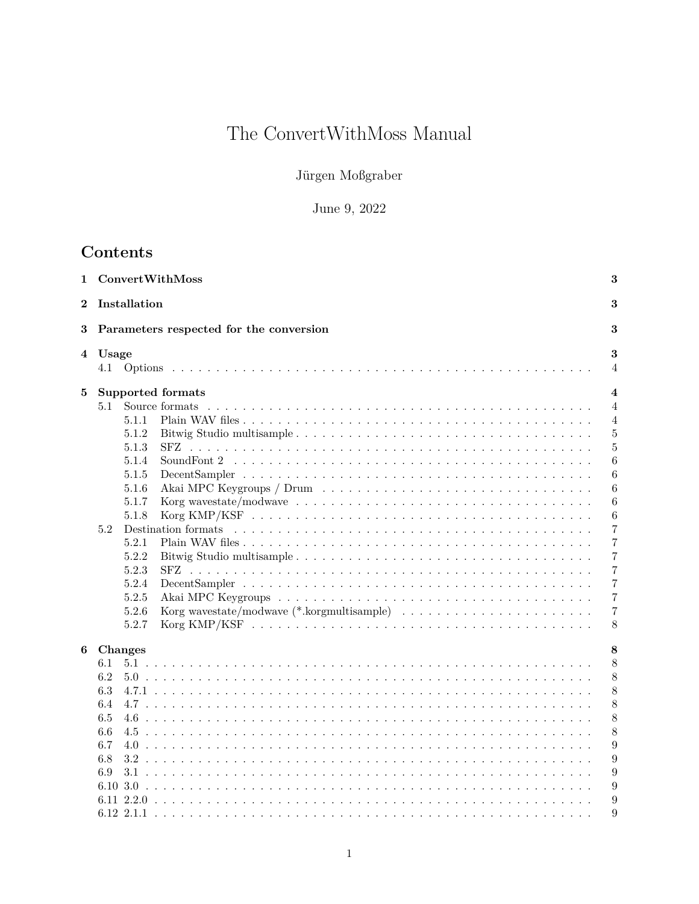# The ConvertWithMoss Manual

Jürgen Moßgraber

June 9, 2022

## Contents

- 1 ConvertWithMoss 3
- 2 Installation 3
- 3 Parameters respected for the conversion 3
- 4 Usage 3
  - 4.1 Options 4
- 5 Supported formats 4
  - 5.1 Source formats 4
    - 5.1.1 Plain WAV files 4
    - 5.1.2 Bitwig Studio multisample 5
    - 5.1.3 SFZ 5
    - 5.1.4 SoundFont 2 6
    - 5.1.5 DecentSampler 6
    - 5.1.6 Akai MPC Keygroups / Drum 6
    - 5.1.7 Korg wavestate/modwave 6
    - 5.1.8 Korg KMP/KSF 6
  - 5.2 Destination formats 7
    - 5.2.1 Plain WAV files 7
    - 5.2.2 Bitwig Studio multisample 7
    - 5.2.3 SFZ 7
    - 5.2.4 DecentSampler 7
    - 5.2.5 Akai MPC Keygroups 7
    - 5.2.6 Korg wavestate/modwave (*.korgmultisample) 7
    - 5.2.7 Korg KMP/KSF 8
- 6 Changes 8
  - 6.1 5.1 8
  - 6.2 5.0 8
  - 6.3 4.7.1 8
  - 6.4 4.7 8
  - 6.5 4.6 8
  - 6.6 4.5 8
  - 6.7 4.0 9
  - 6.8 3.2 9
  - 6.9 3.1 9
  - 6.10 3.0 9
  - 6.11 2.2.0 9
  - 6.12 2.1.1 9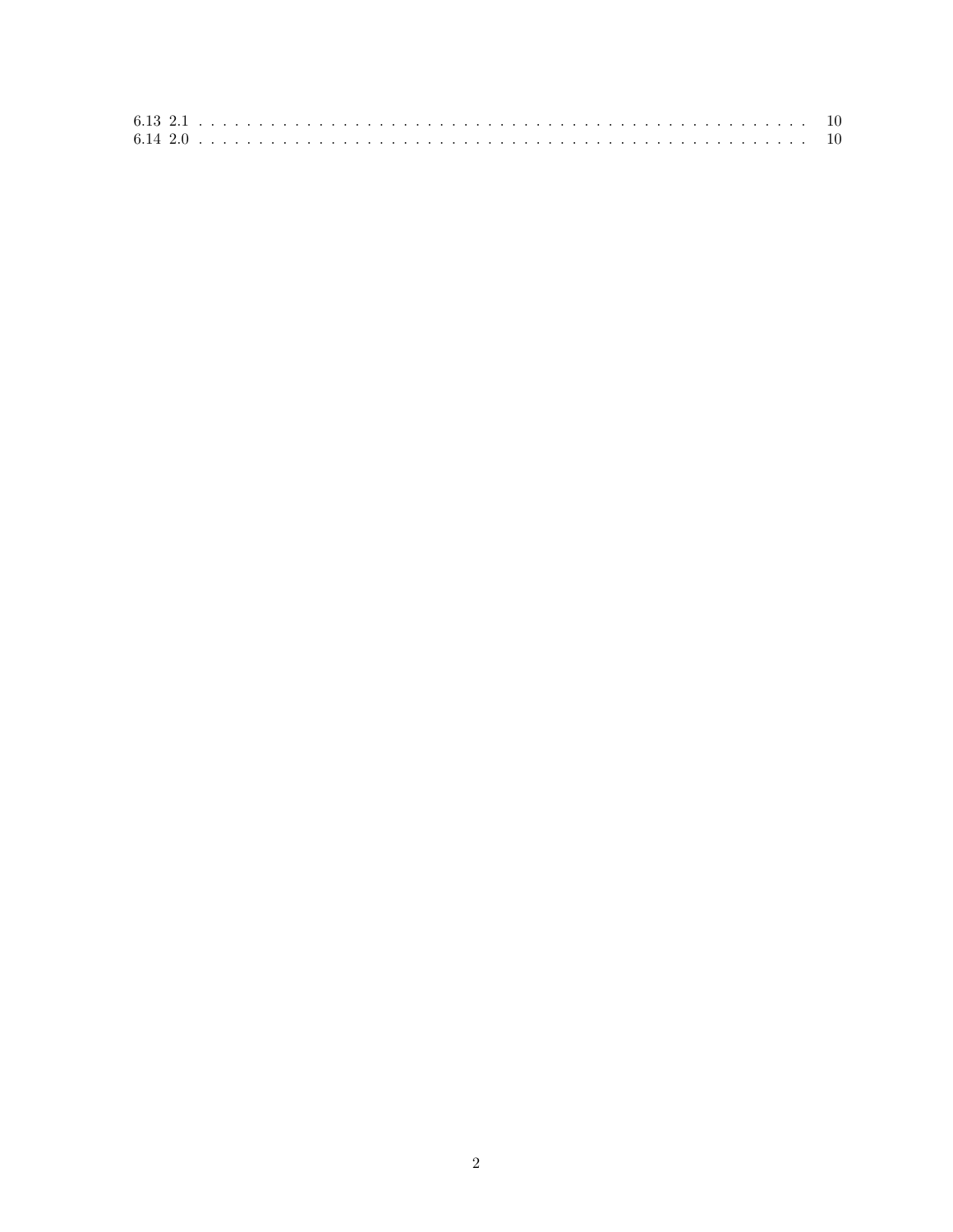6.13 2.1 . . . . . . . . . . . . . . . . . . . . . . . . . . . . . . . . . . . . . . . . . . . . . . . . . . . . . 10

6.14 2.0 . . . . . . . . . . . . . . . . . . . . . . . . . . . . . . . . . . . . . . . . . . . . . . . . . . . . . 10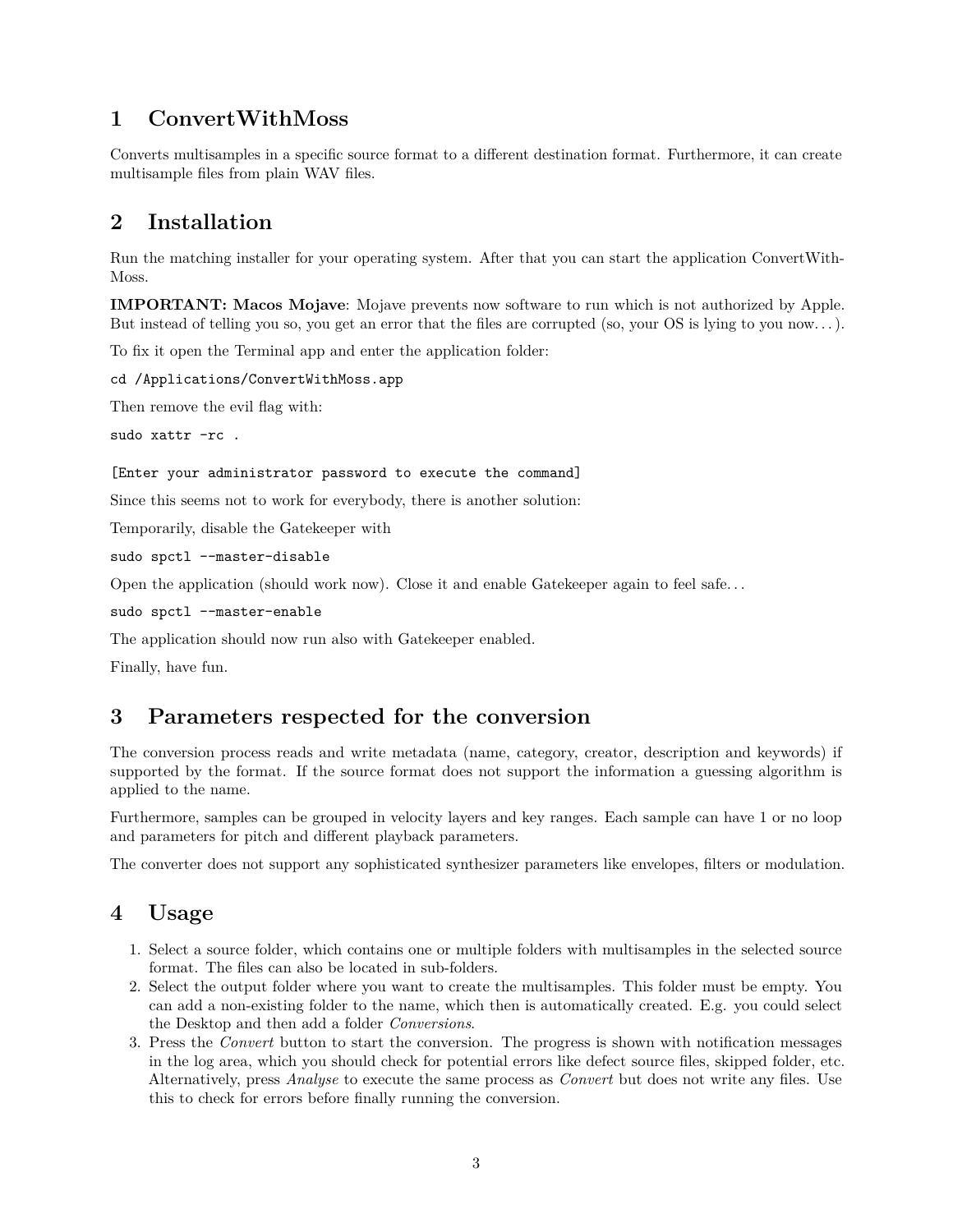# 1 ConvertWithMoss

Converts multisamples in a specific source format to a different destination format. Furthermore, it can create multisample files from plain WAV files.

# 2 Installation

Run the matching installer for your operating system. After that you can start the application ConvertWithMoss.

**IMPORTANT: Macos Mojave**: Mojave prevents now software to run which is not authorized by Apple. But instead of telling you so, you get an error that the files are corrupted (so, your OS is lying to you now…).

To fix it open the Terminal app and enter the application folder:

```
cd /Applications/ConvertWithMoss.app
```

Then remove the evil flag with:

```
sudo xattr -rc .

[Enter your administrator password to execute the command]
```

Since this seems not to work for everybody, there is another solution:

Temporarily, disable the Gatekeeper with

```
sudo spctl --master-disable
```

Open the application (should work now). Close it and enable Gatekeeper again to feel safe…

```
sudo spctl --master-enable
```

The application should now run also with Gatekeeper enabled.

Finally, have fun.

# 3 Parameters respected for the conversion

The conversion process reads and write metadata (name, category, creator, description and keywords) if supported by the format. If the source format does not support the information a guessing algorithm is applied to the name.

Furthermore, samples can be grouped in velocity layers and key ranges. Each sample can have 1 or no loop and parameters for pitch and different playback parameters.

The converter does not support any sophisticated synthesizer parameters like envelopes, filters or modulation.

# 4 Usage

1. Select a source folder, which contains one or multiple folders with multisamples in the selected source format. The files can also be located in sub-folders.
2. Select the output folder where you want to create the multisamples. This folder must be empty. You can add a non-existing folder to the name, which then is automatically created. E.g. you could select the Desktop and then add a folder *Conversions*.
3. Press the *Convert* button to start the conversion. The progress is shown with notification messages in the log area, which you should check for potential errors like defect source files, skipped folder, etc. Alternatively, press *Analyse* to execute the same process as *Convert* but does not write any files. Use this to check for errors before finally running the conversion.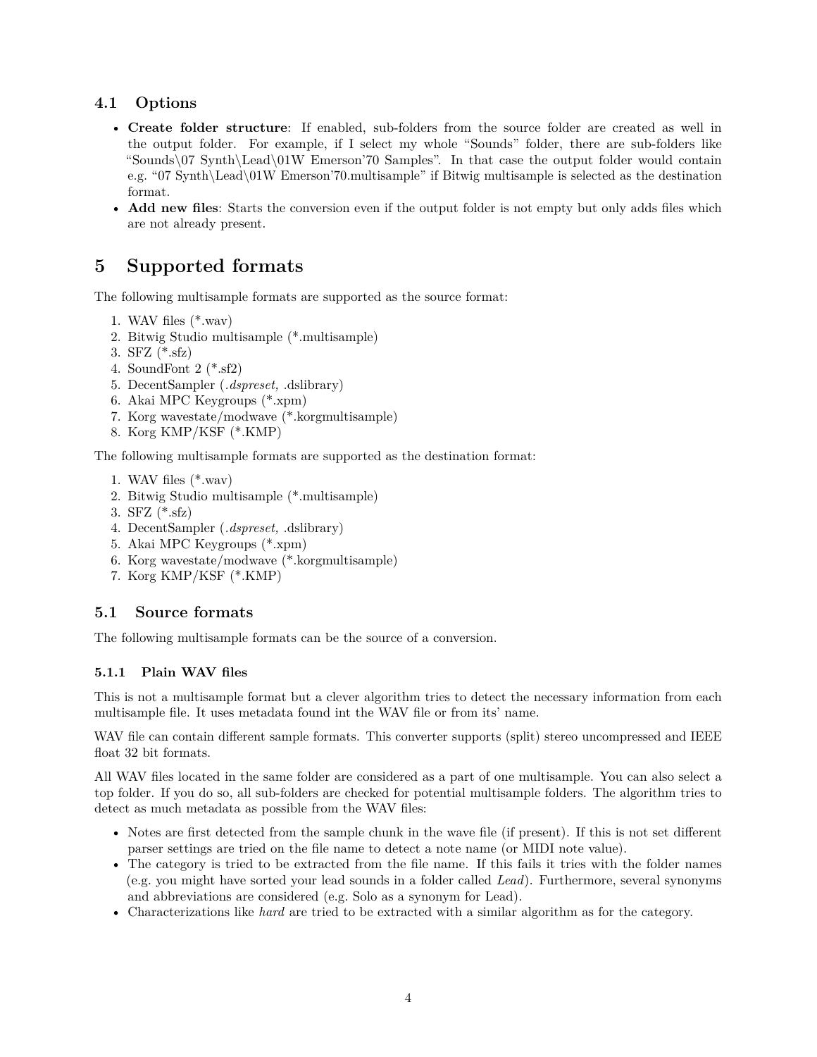## 4.1 Options

- **Create folder structure**: If enabled, sub-folders from the source folder are created as well in the output folder. For example, if I select my whole "Sounds" folder, there are sub-folders like "Sounds\07 Synth\Lead\01W Emerson'70 Samples". In that case the output folder would contain e.g. "07 Synth\Lead\01W Emerson'70.multisample" if Bitwig multisample is selected as the destination format.
- **Add new files**: Starts the conversion even if the output folder is not empty but only adds files which are not already present.

# 5 Supported formats

The following multisample formats are supported as the source format:

1. WAV files (*.wav)
2. Bitwig Studio multisample (*.multisample)
3. SFZ (*.sfz)
4. SoundFont 2 (*.sf2)
5. DecentSampler (*.dspreset*, .dslibrary)
6. Akai MPC Keygroups (*.xpm)
7. Korg wavestate/modwave (*.korgmultisample)
8. Korg KMP/KSF (*.KMP)

The following multisample formats are supported as the destination format:

1. WAV files (*.wav)
2. Bitwig Studio multisample (*.multisample)
3. SFZ (*.sfz)
4. DecentSampler (*.dspreset*, .dslibrary)
5. Akai MPC Keygroups (*.xpm)
6. Korg wavestate/modwave (*.korgmultisample)
7. Korg KMP/KSF (*.KMP)

## 5.1 Source formats

The following multisample formats can be the source of a conversion.

### 5.1.1 Plain WAV files

This is not a multisample format but a clever algorithm tries to detect the necessary information from each multisample file. It uses metadata found int the WAV file or from its' name.

WAV file can contain different sample formats. This converter supports (split) stereo uncompressed and IEEE float 32 bit formats.

All WAV files located in the same folder are considered as a part of one multisample. You can also select a top folder. If you do so, all sub-folders are checked for potential multisample folders. The algorithm tries to detect as much metadata as possible from the WAV files:

- Notes are first detected from the sample chunk in the wave file (if present). If this is not set different parser settings are tried on the file name to detect a note name (or MIDI note value).
- The category is tried to be extracted from the file name. If this fails it tries with the folder names (e.g. you might have sorted your lead sounds in a folder called *Lead*). Furthermore, several synonyms and abbreviations are considered (e.g. Solo as a synonym for Lead).
- Characterizations like *hard* are tried to be extracted with a similar algorithm as for the category.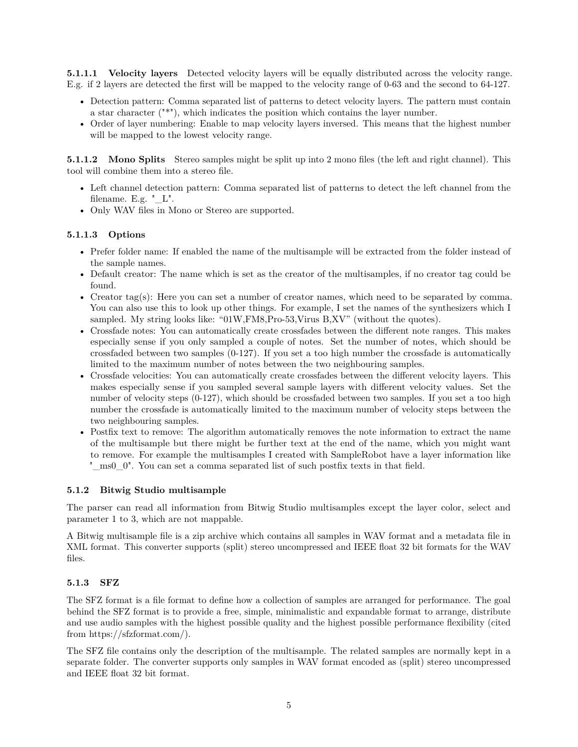#### 5.1.1.1 Velocity layers

Detected velocity layers will be equally distributed across the velocity range. E.g. if 2 layers are detected the first will be mapped to the velocity range of 0-63 and the second to 64-127.

- Detection pattern: Comma separated list of patterns to detect velocity layers. The pattern must contain a star character ("*"), which indicates the position which contains the layer number.
- Order of layer numbering: Enable to map velocity layers inversed. This means that the highest number will be mapped to the lowest velocity range.

#### 5.1.1.2 Mono Splits

Stereo samples might be split up into 2 mono files (the left and right channel). This tool will combine them into a stereo file.

- Left channel detection pattern: Comma separated list of patterns to detect the left channel from the filename. E.g. "_L".
- Only WAV files in Mono or Stereo are supported.

#### 5.1.1.3 Options

- Prefer folder name: If enabled the name of the multisample will be extracted from the folder instead of the sample names.
- Default creator: The name which is set as the creator of the multisamples, if no creator tag could be found.
- Creator tag(s): Here you can set a number of creator names, which need to be separated by comma. You can also use this to look up other things. For example, I set the names of the synthesizers which I sampled. My string looks like: "01W,FM8,Pro-53,Virus B,XV" (without the quotes).
- Crossfade notes: You can automatically create crossfades between the different note ranges. This makes especially sense if you only sampled a couple of notes. Set the number of notes, which should be crossfaded between two samples (0-127). If you set a too high number the crossfade is automatically limited to the maximum number of notes between the two neighbouring samples.
- Crossfade velocities: You can automatically create crossfades between the different velocity layers. This makes especially sense if you sampled several sample layers with different velocity values. Set the number of velocity steps (0-127), which should be crossfaded between two samples. If you set a too high number the crossfade is automatically limited to the maximum number of velocity steps between the two neighbouring samples.
- Postfix text to remove: The algorithm automatically removes the note information to extract the name of the multisample but there might be further text at the end of the name, which you might want to remove. For example the multisamples I created with SampleRobot have a layer information like "_ms0_0". You can set a comma separated list of such postfix texts in that field.

### 5.1.2 Bitwig Studio multisample

The parser can read all information from Bitwig Studio multisamples except the layer color, select and parameter 1 to 3, which are not mappable.

A Bitwig multisample file is a zip archive which contains all samples in WAV format and a metadata file in XML format. This converter supports (split) stereo uncompressed and IEEE float 32 bit formats for the WAV files.

### 5.1.3 SFZ

The SFZ format is a file format to define how a collection of samples are arranged for performance. The goal behind the SFZ format is to provide a free, simple, minimalistic and expandable format to arrange, distribute and use audio samples with the highest possible quality and the highest possible performance flexibility (cited from https://sfzformat.com/).

The SFZ file contains only the description of the multisample. The related samples are normally kept in a separate folder. The converter supports only samples in WAV format encoded as (split) stereo uncompressed and IEEE float 32 bit format.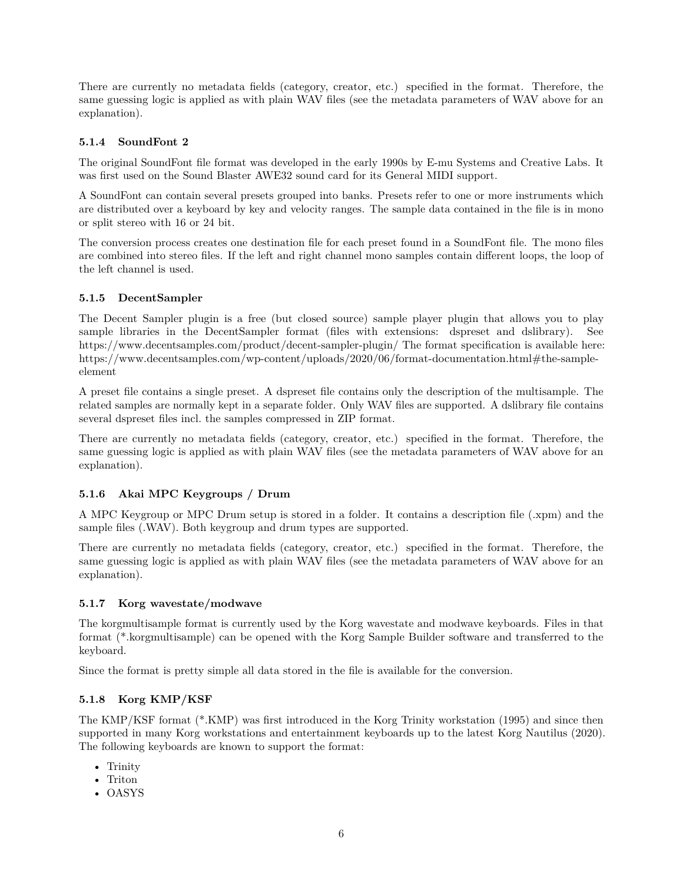There are currently no metadata fields (category, creator, etc.) specified in the format. Therefore, the same guessing logic is applied as with plain WAV files (see the metadata parameters of WAV above for an explanation).

#### 5.1.4 SoundFont 2

The original SoundFont file format was developed in the early 1990s by E-mu Systems and Creative Labs. It was first used on the Sound Blaster AWE32 sound card for its General MIDI support.

A SoundFont can contain several presets grouped into banks. Presets refer to one or more instruments which are distributed over a keyboard by key and velocity ranges. The sample data contained in the file is in mono or split stereo with 16 or 24 bit.

The conversion process creates one destination file for each preset found in a SoundFont file. The mono files are combined into stereo files. If the left and right channel mono samples contain different loops, the loop of the left channel is used.

#### 5.1.5 DecentSampler

The Decent Sampler plugin is a free (but closed source) sample player plugin that allows you to play sample libraries in the DecentSampler format (files with extensions: dspreset and dslibrary). See https://www.decentsamples.com/product/decent-sampler-plugin/ The format specification is available here: https://www.decentsamples.com/wp-content/uploads/2020/06/format-documentation.html#the-sample-element

A preset file contains a single preset. A dspreset file contains only the description of the multisample. The related samples are normally kept in a separate folder. Only WAV files are supported. A dslibrary file contains several dspreset files incl. the samples compressed in ZIP format.

There are currently no metadata fields (category, creator, etc.) specified in the format. Therefore, the same guessing logic is applied as with plain WAV files (see the metadata parameters of WAV above for an explanation).

#### 5.1.6 Akai MPC Keygroups / Drum

A MPC Keygroup or MPC Drum setup is stored in a folder. It contains a description file (.xpm) and the sample files (.WAV). Both keygroup and drum types are supported.

There are currently no metadata fields (category, creator, etc.) specified in the format. Therefore, the same guessing logic is applied as with plain WAV files (see the metadata parameters of WAV above for an explanation).

#### 5.1.7 Korg wavestate/modwave

The korgmultisample format is currently used by the Korg wavestate and modwave keyboards. Files in that format (*.korgmultisample) can be opened with the Korg Sample Builder software and transferred to the keyboard.

Since the format is pretty simple all data stored in the file is available for the conversion.

#### 5.1.8 Korg KMP/KSF

The KMP/KSF format (*.KMP) was first introduced in the Korg Trinity workstation (1995) and since then supported in many Korg workstations and entertainment keyboards up to the latest Korg Nautilus (2020). The following keyboards are known to support the format:

- Trinity
- Triton
- OASYS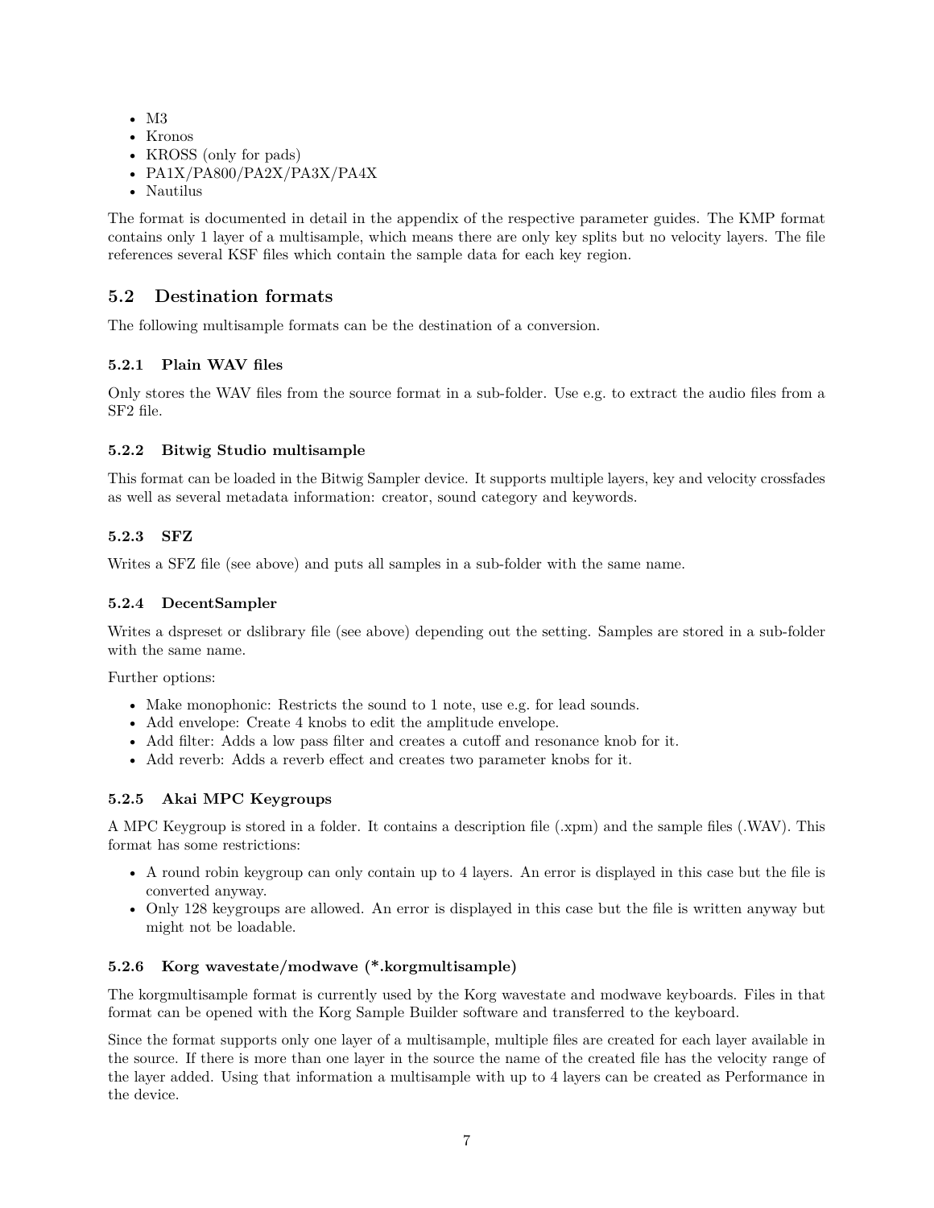- M3
- Kronos
- KROSS (only for pads)
- PA1X/PA800/PA2X/PA3X/PA4X
- Nautilus

The format is documented in detail in the appendix of the respective parameter guides. The KMP format contains only 1 layer of a multisample, which means there are only key splits but no velocity layers. The file references several KSF files which contain the sample data for each key region.

## 5.2 Destination formats

The following multisample formats can be the destination of a conversion.

### 5.2.1 Plain WAV files

Only stores the WAV files from the source format in a sub-folder. Use e.g. to extract the audio files from a SF2 file.

### 5.2.2 Bitwig Studio multisample

This format can be loaded in the Bitwig Sampler device. It supports multiple layers, key and velocity crossfades as well as several metadata information: creator, sound category and keywords.

### 5.2.3 SFZ

Writes a SFZ file (see above) and puts all samples in a sub-folder with the same name.

### 5.2.4 DecentSampler

Writes a dspreset or dslibrary file (see above) depending out the setting. Samples are stored in a sub-folder with the same name.

Further options:

- Make monophonic: Restricts the sound to 1 note, use e.g. for lead sounds.
- Add envelope: Create 4 knobs to edit the amplitude envelope.
- Add filter: Adds a low pass filter and creates a cutoff and resonance knob for it.
- Add reverb: Adds a reverb effect and creates two parameter knobs for it.

### 5.2.5 Akai MPC Keygroups

A MPC Keygroup is stored in a folder. It contains a description file (.xpm) and the sample files (.WAV). This format has some restrictions:

- A round robin keygroup can only contain up to 4 layers. An error is displayed in this case but the file is converted anyway.
- Only 128 keygroups are allowed. An error is displayed in this case but the file is written anyway but might not be loadable.

### 5.2.6 Korg wavestate/modwave (*.korgmultisample)

The korgmultisample format is currently used by the Korg wavestate and modwave keyboards. Files in that format can be opened with the Korg Sample Builder software and transferred to the keyboard.

Since the format supports only one layer of a multisample, multiple files are created for each layer available in the source. If there is more than one layer in the source the name of the created file has the velocity range of the layer added. Using that information a multisample with up to 4 layers can be created as Performance in the device.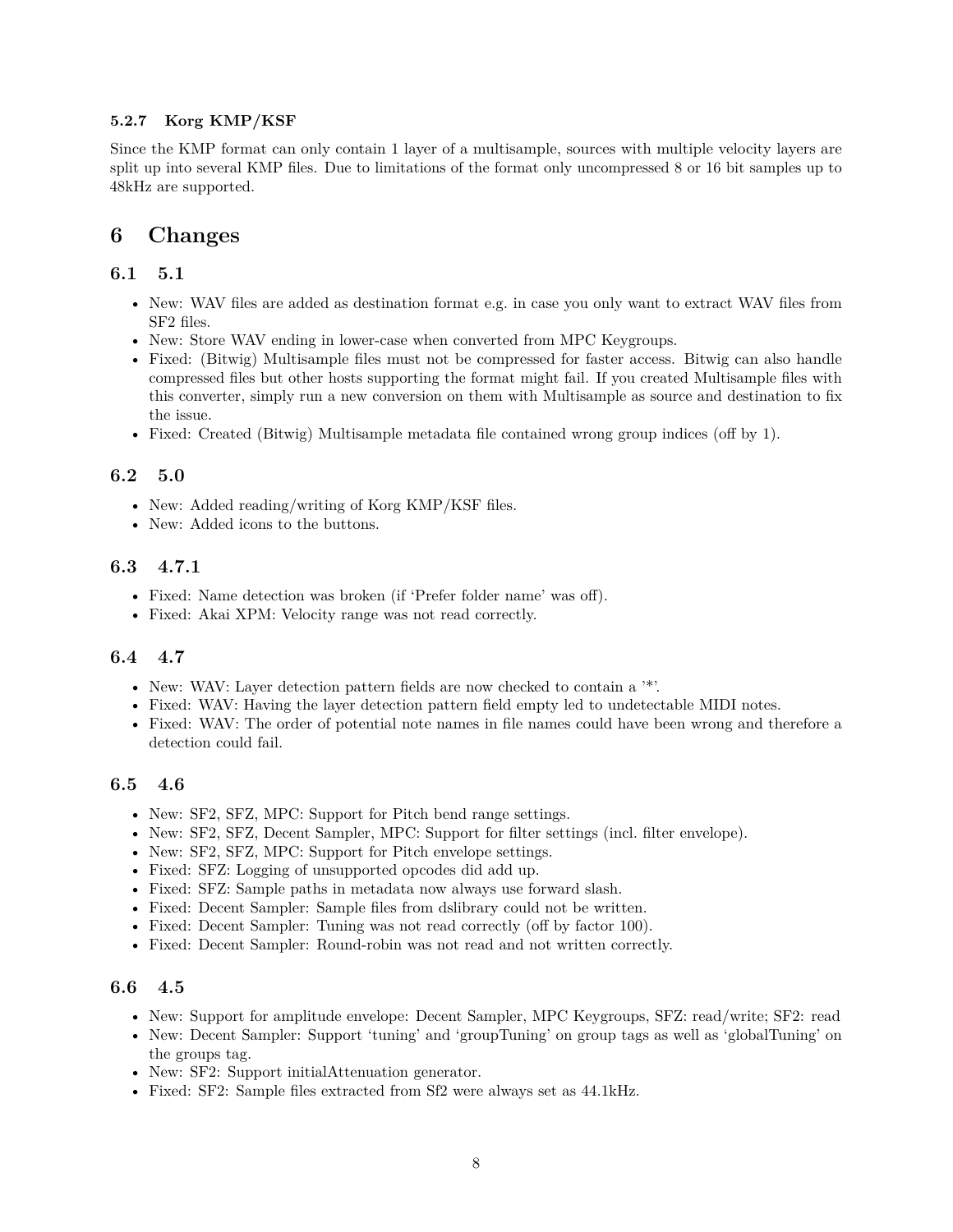#### 5.2.7 Korg KMP/KSF

Since the KMP format can only contain 1 layer of a multisample, sources with multiple velocity layers are split up into several KMP files. Due to limitations of the format only uncompressed 8 or 16 bit samples up to 48kHz are supported.

# 6 Changes

## 6.1 5.1

- New: WAV files are added as destination format e.g. in case you only want to extract WAV files from SF2 files.
- New: Store WAV ending in lower-case when converted from MPC Keygroups.
- Fixed: (Bitwig) Multisample files must not be compressed for faster access. Bitwig can also handle compressed files but other hosts supporting the format might fail. If you created Multisample files with this converter, simply run a new conversion on them with Multisample as source and destination to fix the issue.
- Fixed: Created (Bitwig) Multisample metadata file contained wrong group indices (off by 1).

## 6.2 5.0

- New: Added reading/writing of Korg KMP/KSF files.
- New: Added icons to the buttons.

## 6.3 4.7.1

- Fixed: Name detection was broken (if 'Prefer folder name' was off).
- Fixed: Akai XPM: Velocity range was not read correctly.

## 6.4 4.7

- New: WAV: Layer detection pattern fields are now checked to contain a '*'.
- Fixed: WAV: Having the layer detection pattern field empty led to undetectable MIDI notes.
- Fixed: WAV: The order of potential note names in file names could have been wrong and therefore a detection could fail.

## 6.5 4.6

- New: SF2, SFZ, MPC: Support for Pitch bend range settings.
- New: SF2, SFZ, Decent Sampler, MPC: Support for filter settings (incl. filter envelope).
- New: SF2, SFZ, MPC: Support for Pitch envelope settings.
- Fixed: SFZ: Logging of unsupported opcodes did add up.
- Fixed: SFZ: Sample paths in metadata now always use forward slash.
- Fixed: Decent Sampler: Sample files from dslibrary could not be written.
- Fixed: Decent Sampler: Tuning was not read correctly (off by factor 100).
- Fixed: Decent Sampler: Round-robin was not read and not written correctly.

## 6.6 4.5

- New: Support for amplitude envelope: Decent Sampler, MPC Keygroups, SFZ: read/write; SF2: read
- New: Decent Sampler: Support 'tuning' and 'groupTuning' on group tags as well as 'globalTuning' on the groups tag.
- New: SF2: Support initialAttenuation generator.
- Fixed: SF2: Sample files extracted from Sf2 were always set as 44.1kHz.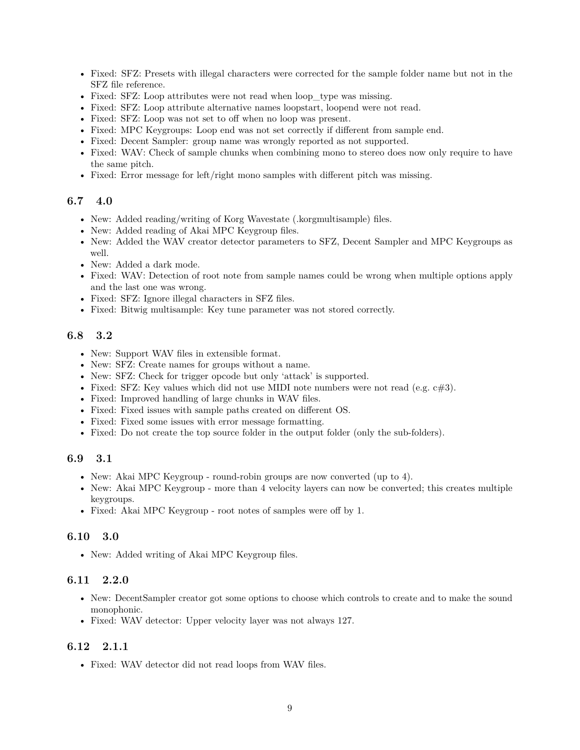- Fixed: SFZ: Presets with illegal characters were corrected for the sample folder name but not in the SFZ file reference.
- Fixed: SFZ: Loop attributes were not read when loop_type was missing.
- Fixed: SFZ: Loop attribute alternative names loopstart, loopend were not read.
- Fixed: SFZ: Loop was not set to off when no loop was present.
- Fixed: MPC Keygroups: Loop end was not set correctly if different from sample end.
- Fixed: Decent Sampler: group name was wrongly reported as not supported.
- Fixed: WAV: Check of sample chunks when combining mono to stereo does now only require to have the same pitch.
- Fixed: Error message for left/right mono samples with different pitch was missing.

### 6.7 4.0

- New: Added reading/writing of Korg Wavestate (.korgmultisample) files.
- New: Added reading of Akai MPC Keygroup files.
- New: Added the WAV creator detector parameters to SFZ, Decent Sampler and MPC Keygroups as well.
- New: Added a dark mode.
- Fixed: WAV: Detection of root note from sample names could be wrong when multiple options apply and the last one was wrong.
- Fixed: SFZ: Ignore illegal characters in SFZ files.
- Fixed: Bitwig multisample: Key tune parameter was not stored correctly.

### 6.8 3.2

- New: Support WAV files in extensible format.
- New: SFZ: Create names for groups without a name.
- New: SFZ: Check for trigger opcode but only 'attack' is supported.
- Fixed: SFZ: Key values which did not use MIDI note numbers were not read (e.g. c#3).
- Fixed: Improved handling of large chunks in WAV files.
- Fixed: Fixed issues with sample paths created on different OS.
- Fixed: Fixed some issues with error message formatting.
- Fixed: Do not create the top source folder in the output folder (only the sub-folders).

### 6.9 3.1

- New: Akai MPC Keygroup - round-robin groups are now converted (up to 4).
- New: Akai MPC Keygroup - more than 4 velocity layers can now be converted; this creates multiple keygroups.
- Fixed: Akai MPC Keygroup - root notes of samples were off by 1.

### 6.10 3.0

- New: Added writing of Akai MPC Keygroup files.

### 6.11 2.2.0

- New: DecentSampler creator got some options to choose which controls to create and to make the sound monophonic.
- Fixed: WAV detector: Upper velocity layer was not always 127.

### 6.12 2.1.1

- Fixed: WAV detector did not read loops from WAV files.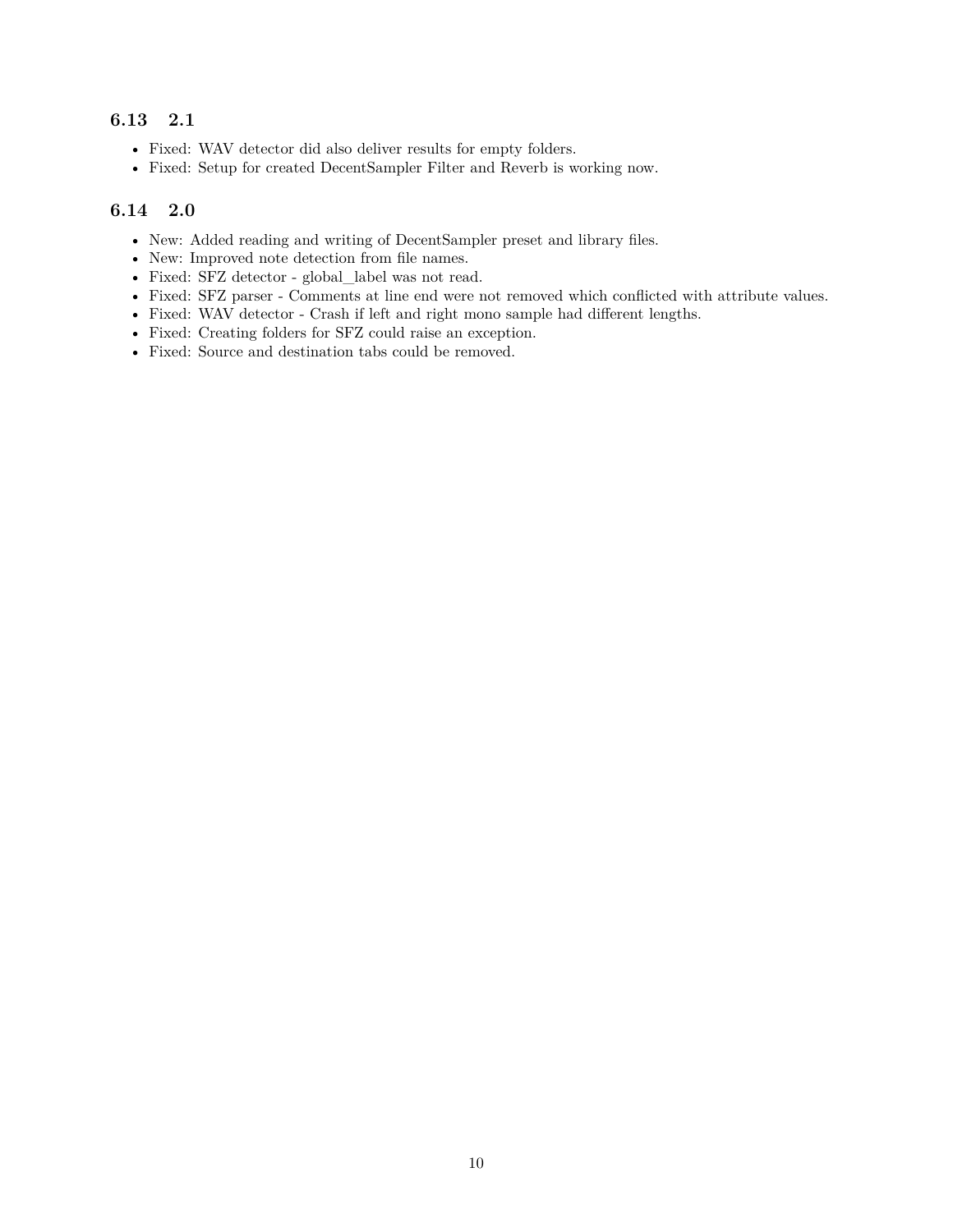### 6.13 2.1

- Fixed: WAV detector did also deliver results for empty folders.
- Fixed: Setup for created DecentSampler Filter and Reverb is working now.

### 6.14 2.0

- New: Added reading and writing of DecentSampler preset and library files.
- New: Improved note detection from file names.
- Fixed: SFZ detector - global_label was not read.
- Fixed: SFZ parser - Comments at line end were not removed which conflicted with attribute values.
- Fixed: WAV detector - Crash if left and right mono sample had different lengths.
- Fixed: Creating folders for SFZ could raise an exception.
- Fixed: Source and destination tabs could be removed.